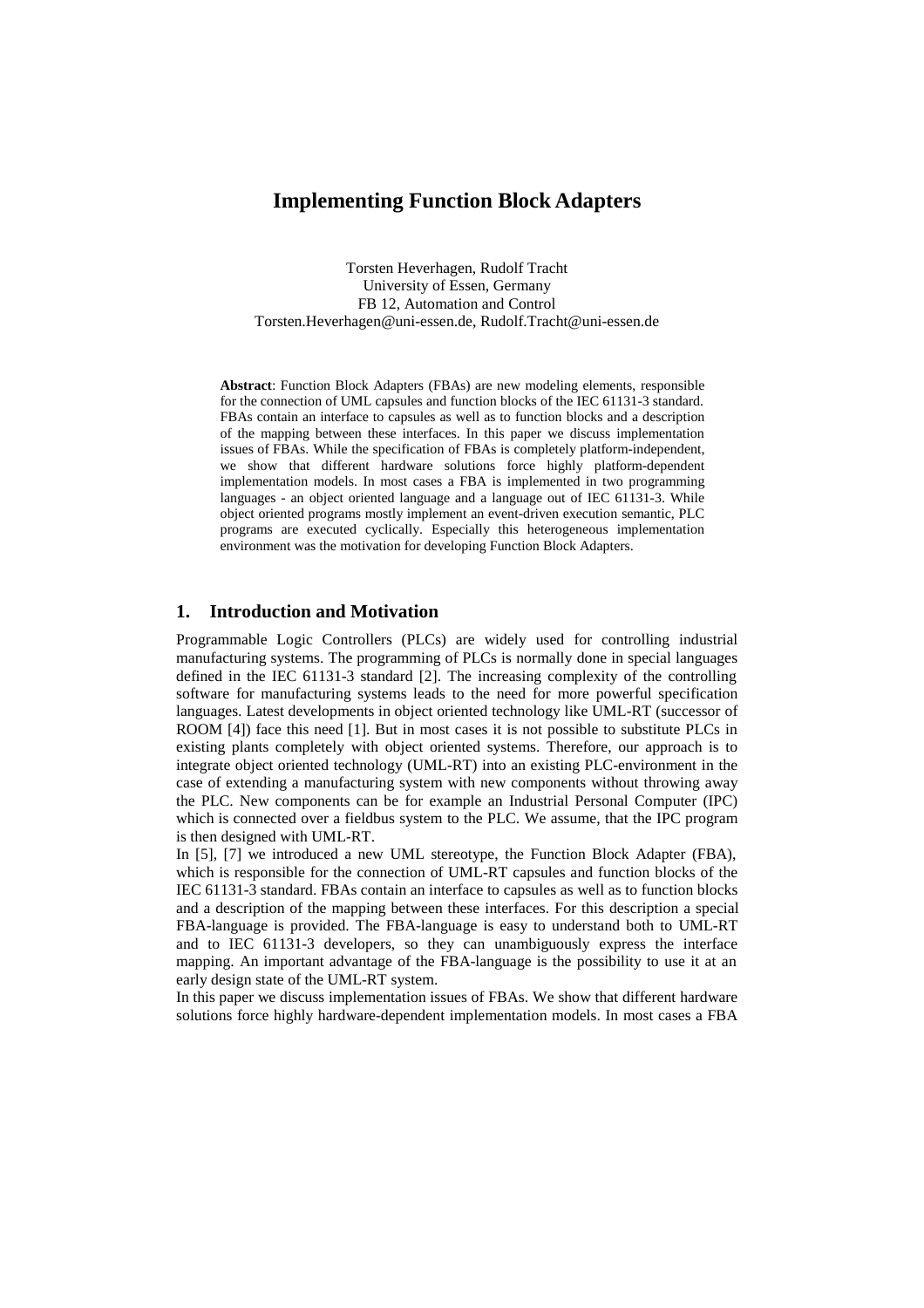# Implementing Function Block Adapters

Torsten Heverhagen, Rudolf Tracht
University of Essen, Germany
FB 12, Automation and Control
Torsten.Heverhagen@uni-essen.de, Rudolf.Tracht@uni-essen.de

**Abstract**: Function Block Adapters (FBAs) are new modeling elements, responsible for the connection of UML capsules and function blocks of the IEC 61131-3 standard. FBAs contain an interface to capsules as well as to function blocks and a description of the mapping between these interfaces. In this paper we discuss implementation issues of FBAs. While the specification of FBAs is completely platform-independent, we show that different hardware solutions force highly platform-dependent implementation models. In most cases a FBA is implemented in two programming languages - an object oriented language and a language out of IEC 61131-3. While object oriented programs mostly implement an event-driven execution semantic, PLC programs are executed cyclically. Especially this heterogeneous implementation environment was the motivation for developing Function Block Adapters.

## 1. Introduction and Motivation

Programmable Logic Controllers (PLCs) are widely used for controlling industrial manufacturing systems. The programming of PLCs is normally done in special languages defined in the IEC 61131-3 standard [2]. The increasing complexity of the controlling software for manufacturing systems leads to the need for more powerful specification languages. Latest developments in object oriented technology like UML-RT (successor of ROOM [4]) face this need [1]. But in most cases it is not possible to substitute PLCs in existing plants completely with object oriented systems. Therefore, our approach is to integrate object oriented technology (UML-RT) into an existing PLC-environment in the case of extending a manufacturing system with new components without throwing away the PLC. New components can be for example an Industrial Personal Computer (IPC) which is connected over a fieldbus system to the PLC. We assume, that the IPC program is then designed with UML-RT.

In [5], [7] we introduced a new UML stereotype, the Function Block Adapter (FBA), which is responsible for the connection of UML-RT capsules and function blocks of the IEC 61131-3 standard. FBAs contain an interface to capsules as well as to function blocks and a description of the mapping between these interfaces. For this description a special FBA-language is provided. The FBA-language is easy to understand both to UML-RT and to IEC 61131-3 developers, so they can unambiguously express the interface mapping. An important advantage of the FBA-language is the possibility to use it at an early design state of the UML-RT system.

In this paper we discuss implementation issues of FBAs. We show that different hardware solutions force highly hardware-dependent implementation models. In most cases a FBA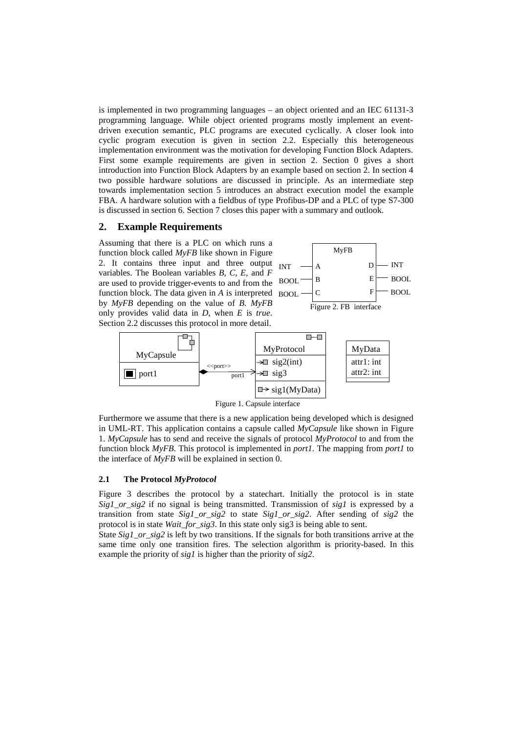is implemented in two programming languages – an object oriented and an IEC 61131-3 programming language. While object oriented programs mostly implement an event-driven execution semantic, PLC programs are executed cyclically. A closer look into cyclic program execution is given in section 2.2. Especially this heterogeneous implementation environment was the motivation for developing Function Block Adapters. First some example requirements are given in section 2. Section 0 gives a short introduction into Function Block Adapters by an example based on section 2. In section 4 two possible hardware solutions are discussed in principle. As an intermediate step towards implementation section 5 introduces an abstract execution model the example FBA. A hardware solution with a fieldbus of type Profibus-DP and a PLC of type S7-300 is discussed in section 6. Section 7 closes this paper with a summary and outlook.

## 2. Example Requirements

Assuming that there is a PLC on which runs a function block called *MyFB* like shown in Figure 2. It contains three input and three output variables. The Boolean variables *B*, *C*, *E*, and *F* are used to provide trigger-events to and from the function block. The data given in *A* is interpreted by *MyFB* depending on the value of *B*. *MyFB* only provides valid data in *D*, when *E* is *true*. Section 2.2 discusses this protocol in more detail.

Figure 2. FB interface

Figure 1. Capsule interface

Furthermore we assume that there is a new application being developed which is designed in UML-RT. This application contains a capsule called *MyCapsule* like shown in Figure 1. *MyCapsule* has to send and receive the signals of protocol *MyProtocol* to and from the function block *MyFB*. This protocol is implemented in *port1*. The mapping from *port1* to the interface of *MyFB* will be explained in section 0.

### 2.1 The Protocol *MyProtocol*

Figure 3 describes the protocol by a statechart. Initially the protocol is in state *Sig1_or_sig2* if no signal is being transmitted. Transmission of *sig1* is expressed by a transition from state *Sig1_or_sig2* to state *Sig1_or_sig2*. After sending of *sig2* the protocol is in state *Wait_for_sig3*. In this state only sig3 is being able to sent.

State *Sig1_or_sig2* is left by two transitions. If the signals for both transitions arrive at the same time only one transition fires. The selection algorithm is priority-based. In this example the priority of *sig1* is higher than the priority of *sig2*.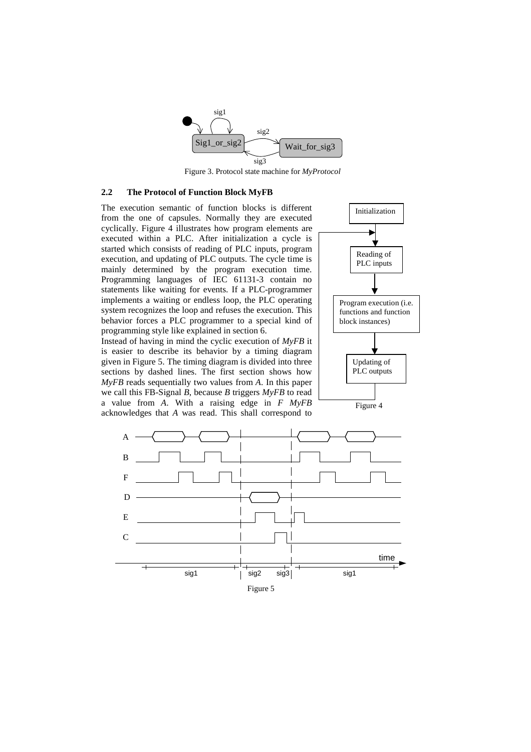Figure 3. Protocol state machine for *MyProtocol*

### 2.2 The Protocol of Function Block MyFB

The execution semantic of function blocks is different from the one of capsules. Normally they are executed cyclically. Figure 4 illustrates how program elements are executed within a PLC. After initialization a cycle is started which consists of reading of PLC inputs, program execution, and updating of PLC outputs. The cycle time is mainly determined by the program execution time. Programming languages of IEC 61131-3 contain no statements like waiting for events. If a PLC-programmer implements a waiting or endless loop, the PLC operating system recognizes the loop and refuses the execution. This behavior forces a PLC programmer to a special kind of programming style like explained in section 6.

Instead of having in mind the cyclic execution of *MyFB* it is easier to describe its behavior by a timing diagram given in Figure 5. The timing diagram is divided into three sections by dashed lines. The first section shows how *MyFB* reads sequentially two values from *A*. In this paper we call this FB-Signal *B*, because *B* triggers *MyFB* to read a value from *A*. With a raising edge in *F* *MyFB* acknowledges that *A* was read. This shall correspond to

Figure 4

Figure 5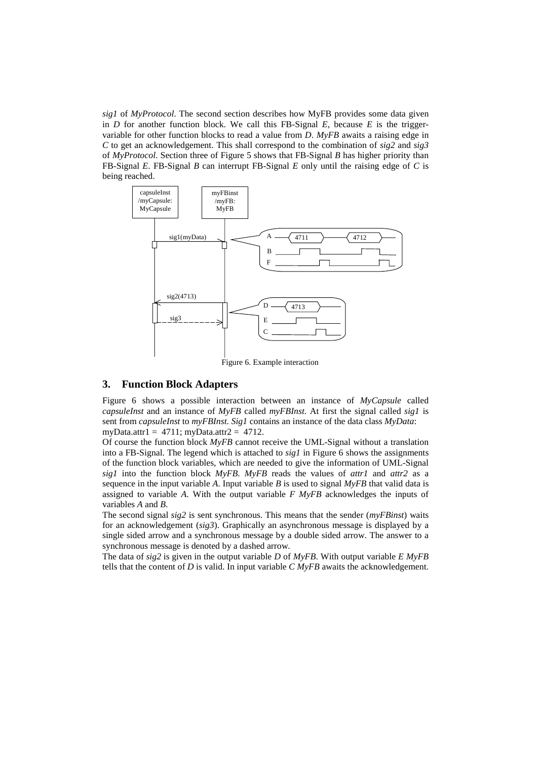*sig1* of *MyProtocol*. The second section describes how MyFB provides some data given in *D* for another function block. We call this FB-Signal *E*, because *E* is the trigger-variable for other function blocks to read a value from *D*. *MyFB* awaits a raising edge in *C* to get an acknowledgement. This shall correspond to the combination of *sig2* and *sig3* of *MyProtocol*. Section three of Figure 5 shows that FB-Signal *B* has higher priority than FB-Signal *E*. FB-Signal *B* can interrupt FB-Signal *E* only until the raising edge of *C* is being reached.

Figure 6. Example interaction

## 3. Function Block Adapters

Figure 6 shows a possible interaction between an instance of *MyCapsule* called *capsuleInst* and an instance of *MyFB* called *myFBInst*. At first the signal called *sig1* is sent from *capsuleInst* to *myFBInst*. *Sig1* contains an instance of the data class *MyData*: myData.attr1 = 4711; myData.attr2 = 4712.

Of course the function block *MyFB* cannot receive the UML-Signal without a translation into a FB-Signal. The legend which is attached to *sig1* in Figure 6 shows the assignments of the function block variables, which are needed to give the information of UML-Signal *sig1* into the function block *MyFB*. *MyFB* reads the values of *attr1* and *attr2* as a sequence in the input variable *A*. Input variable *B* is used to signal *MyFB* that valid data is assigned to variable *A*. With the output variable *F MyFB* acknowledges the inputs of variables *A* and *B*.

The second signal *sig2* is sent synchronous. This means that the sender (*myFBinst*) waits for an acknowledgement (*sig3*). Graphically an asynchronous message is displayed by a single sided arrow and a synchronous message by a double sided arrow. The answer to a synchronous message is denoted by a dashed arrow.

The data of *sig2* is given in the output variable *D* of *MyFB*. With output variable *E MyFB* tells that the content of *D* is valid. In input variable *C MyFB* awaits the acknowledgement.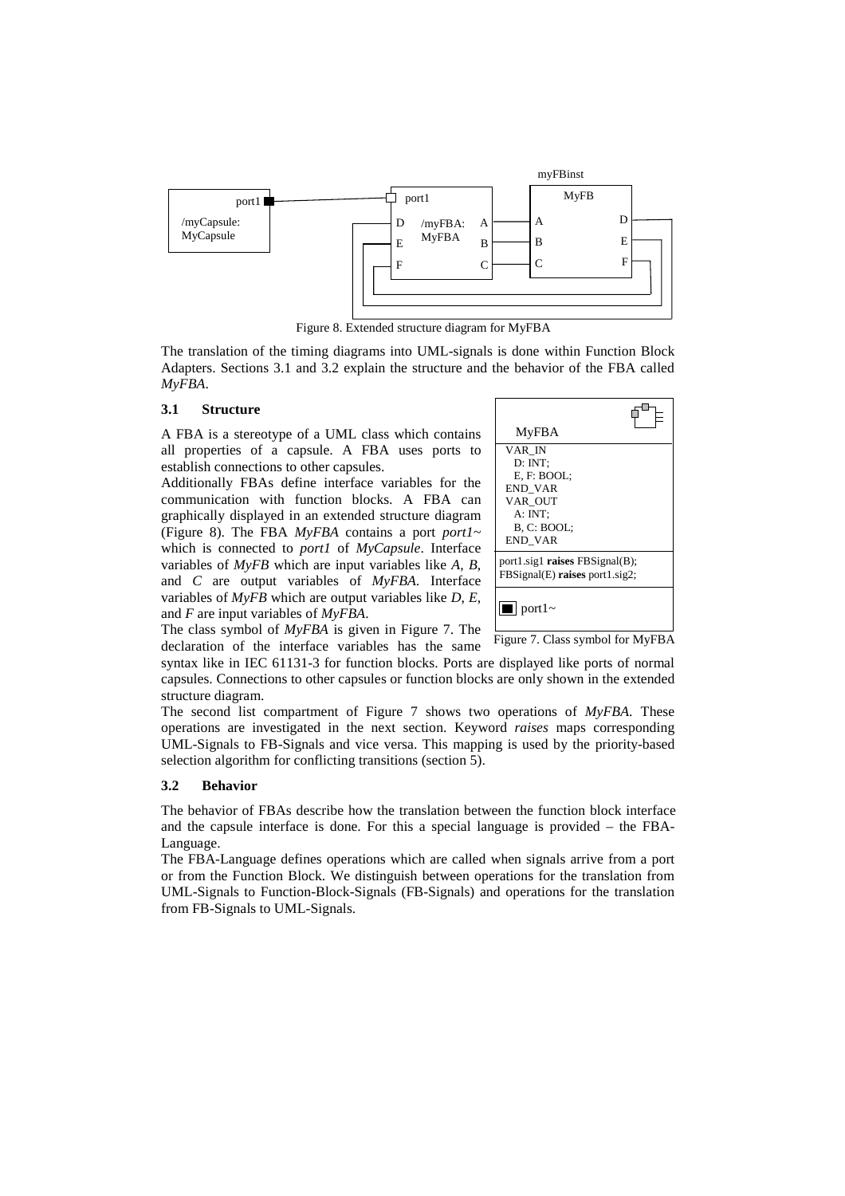Figure 8. Extended structure diagram for MyFBA

The translation of the timing diagrams into UML-signals is done within Function Block Adapters. Sections 3.1 and 3.2 explain the structure and the behavior of the FBA called *MyFBA*.

### 3.1 Structure

A FBA is a stereotype of a UML class which contains all properties of a capsule. A FBA uses ports to establish connections to other capsules.

Additionally FBAs define interface variables for the communication with function blocks. A FBA can graphically displayed in an extended structure diagram (Figure 8). The FBA *MyFBA* contains a port *port1~* which is connected to *port1* of *MyCapsule*. Interface variables of *MyFB* which are input variables like *A*, *B*, and *C* are output variables of *MyFBA*. Interface variables of *MyFB* which are output variables like *D*, *E*, and *F* are input variables of *MyFBA*.

The class symbol of *MyFBA* is given in Figure 7. The declaration of the interface variables has the same syntax like in IEC 61131-3 for function blocks. Ports are displayed like ports of normal capsules. Connections to other capsules or function blocks are only shown in the extended structure diagram.

Figure 7. Class symbol for MyFBA

The second list compartment of Figure 7 shows two operations of *MyFBA*. These operations are investigated in the next section. Keyword *raises* maps corresponding UML-Signals to FB-Signals and vice versa. This mapping is used by the priority-based selection algorithm for conflicting transitions (section 5).

### 3.2 Behavior

The behavior of FBAs describe how the translation between the function block interface and the capsule interface is done. For this a special language is provided – the FBA-Language.

The FBA-Language defines operations which are called when signals arrive from a port or from the Function Block. We distinguish between operations for the translation from UML-Signals to Function-Block-Signals (FB-Signals) and operations for the translation from FB-Signals to UML-Signals.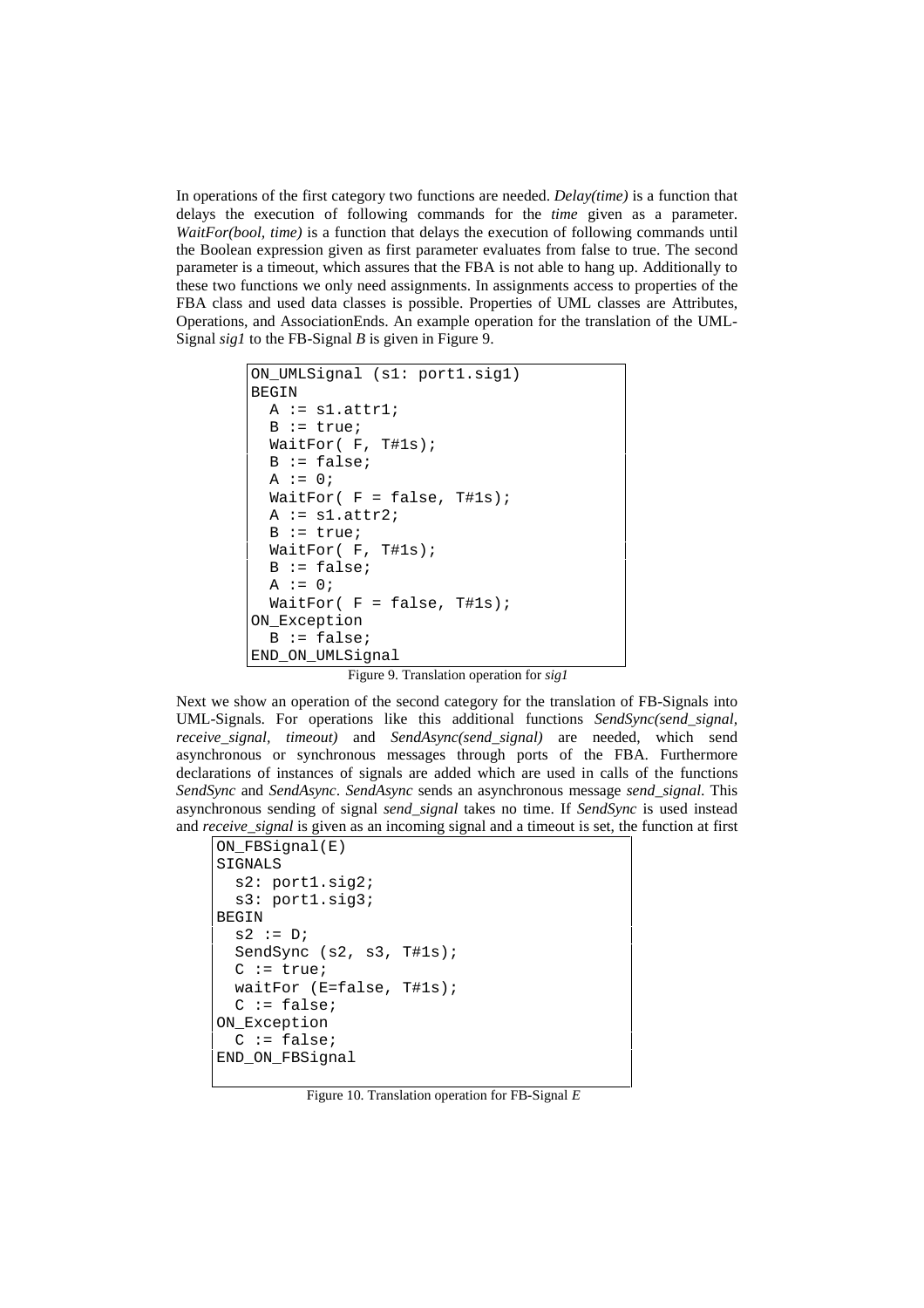In operations of the first category two functions are needed. *Delay(time)* is a function that delays the execution of following commands for the *time* given as a parameter. *WaitFor(bool, time)* is a function that delays the execution of following commands until the Boolean expression given as first parameter evaluates from false to true. The second parameter is a timeout, which assures that the FBA is not able to hang up. Additionally to these two functions we only need assignments. In assignments access to properties of the FBA class and used data classes is possible. Properties of UML classes are Attributes, Operations, and AssociationEnds. An example operation for the translation of the UML-Signal *sig1* to the FB-Signal *B* is given in Figure 9.

```
ON_UMLSignal (s1: port1.sig1)
BEGIN
  A := s1.attr1;
  B := true;
  WaitFor( F, T#1s);
  B := false;
  A := 0;
  WaitFor( F = false, T#1s);
  A := s1.attr2;
  B := true;
  WaitFor( F, T#1s);
  B := false;
  A := 0;
  WaitFor( F = false, T#1s);
ON_Exception
  B := false;
END_ON_UMLSignal
```

Figure 9. Translation operation for *sig1*

Next we show an operation of the second category for the translation of FB-Signals into UML-Signals. For operations like this additional functions *SendSync(send_signal, receive_signal, timeout)* and *SendAsync(send_signal)* are needed, which send asynchronous or synchronous messages through ports of the FBA. Furthermore declarations of instances of signals are added which are used in calls of the functions *SendSync* and *SendAsync*. *SendAsync* sends an asynchronous message *send_signal*. This asynchronous sending of signal *send_signal* takes no time. If *SendSync* is used instead and *receive_signal* is given as an incoming signal and a timeout is set, the function at first

```
ON_FBSignal(E)
SIGNALS
  s2: port1.sig2;
  s3: port1.sig3;
BEGIN
  s2 := D;
  SendSync (s2, s3, T#1s);
  C := true;
  waitFor (E=false, T#1s);
  C := false;
ON_Exception
  C := false;
END_ON_FBSignal
```

Figure 10. Translation operation for FB-Signal *E*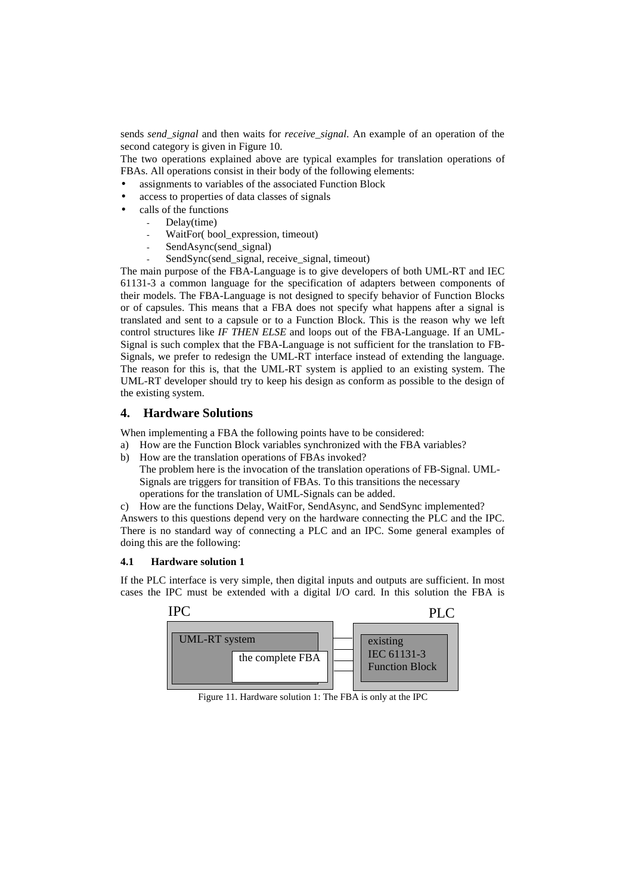sends *send_signal* and then waits for *receive_signal*. An example of an operation of the second category is given in Figure 10.

The two operations explained above are typical examples for translation operations of FBAs. All operations consist in their body of the following elements:

- assignments to variables of the associated Function Block
- access to properties of data classes of signals
- calls of the functions
  - Delay(time)
  - WaitFor( bool_expression, timeout)
  - SendAsync(send_signal)
  - SendSync(send_signal, receive_signal, timeout)

The main purpose of the FBA-Language is to give developers of both UML-RT and IEC 61131-3 a common language for the specification of adapters between components of their models. The FBA-Language is not designed to specify behavior of Function Blocks or of capsules. This means that a FBA does not specify what happens after a signal is translated and sent to a capsule or to a Function Block. This is the reason why we left control structures like *IF THEN ELSE* and loops out of the FBA-Language. If an UML-Signal is such complex that the FBA-Language is not sufficient for the translation to FB-Signals, we prefer to redesign the UML-RT interface instead of extending the language. The reason for this is, that the UML-RT system is applied to an existing system. The UML-RT developer should try to keep his design as conform as possible to the design of the existing system.

## 4. Hardware Solutions

When implementing a FBA the following points have to be considered:

a) How are the Function Block variables synchronized with the FBA variables?

b) How are the translation operations of FBAs invoked?
   The problem here is the invocation of the translation operations of FB-Signal. UML-Signals are triggers for transition of FBAs. To this transitions the necessary operations for the translation of UML-Signals can be added.

c) How are the functions Delay, WaitFor, SendAsync, and SendSync implemented?

Answers to this questions depend very on the hardware connecting the PLC and the IPC. There is no standard way of connecting a PLC and an IPC. Some general examples of doing this are the following:

### 4.1 Hardware solution 1

If the PLC interface is very simple, then digital inputs and outputs are sufficient. In most cases the IPC must be extended with a digital I/O card. In this solution the FBA is

IPC | PLC

UML-RT system — the complete FBA | existing IEC 61131-3 Function Block

Figure 11. Hardware solution 1: The FBA is only at the IPC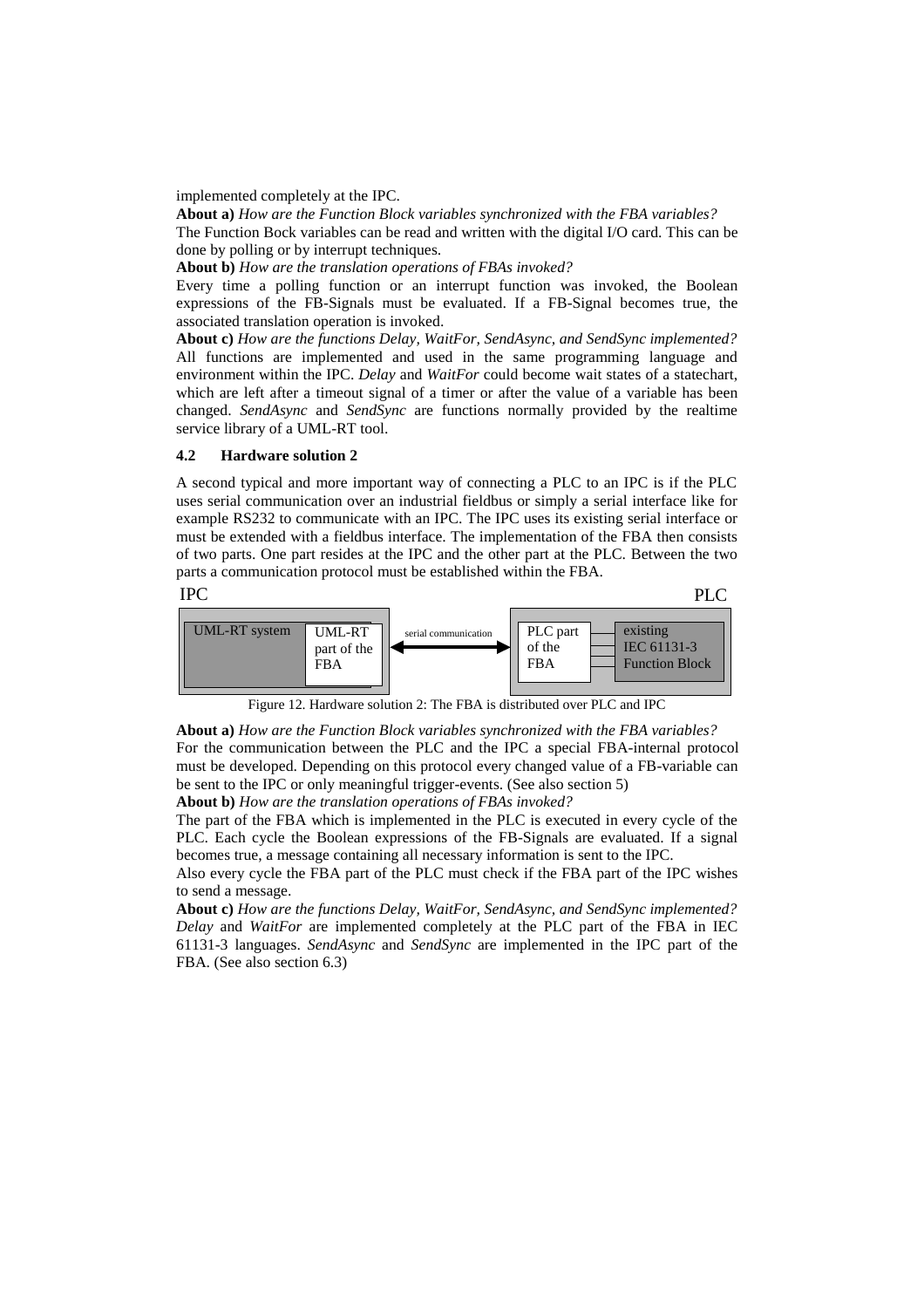implemented completely at the IPC.

**About a)** *How are the Function Block variables synchronized with the FBA variables?*
The Function Bock variables can be read and written with the digital I/O card. This can be done by polling or by interrupt techniques.

**About b)** *How are the translation operations of FBAs invoked?*
Every time a polling function or an interrupt function was invoked, the Boolean expressions of the FB-Signals must be evaluated. If a FB-Signal becomes true, the associated translation operation is invoked.

**About c)** *How are the functions Delay, WaitFor, SendAsync, and SendSync implemented?*
All functions are implemented and used in the same programming language and environment within the IPC. *Delay* and *WaitFor* could become wait states of a statechart, which are left after a timeout signal of a timer or after the value of a variable has been changed. *SendAsync* and *SendSync* are functions normally provided by the realtime service library of a UML-RT tool.

### 4.2 Hardware solution 2

A second typical and more important way of connecting a PLC to an IPC is if the PLC uses serial communication over an industrial fieldbus or simply a serial interface like for example RS232 to communicate with an IPC. The IPC uses its existing serial interface or must be extended with a fieldbus interface. The implementation of the FBA then consists of two parts. One part resides at the IPC and the other part at the PLC. Between the two parts a communication protocol must be established within the FBA.

IPC | UML-RT system | UML-RT part of the FBA | serial communication | PLC part of the FBA | existing IEC 61131-3 Function Block | PLC

Figure 12. Hardware solution 2: The FBA is distributed over PLC and IPC

**About a)** *How are the Function Block variables synchronized with the FBA variables?*
For the communication between the PLC and the IPC a special FBA-internal protocol must be developed. Depending on this protocol every changed value of a FB-variable can be sent to the IPC or only meaningful trigger-events. (See also section 5)

**About b)** *How are the translation operations of FBAs invoked?*
The part of the FBA which is implemented in the PLC is executed in every cycle of the PLC. Each cycle the Boolean expressions of the FB-Signals are evaluated. If a signal becomes true, a message containing all necessary information is sent to the IPC.

Also every cycle the FBA part of the PLC must check if the FBA part of the IPC wishes to send a message.

**About c)** *How are the functions Delay, WaitFor, SendAsync, and SendSync implemented?*
*Delay* and *WaitFor* are implemented completely at the PLC part of the FBA in IEC 61131-3 languages. *SendAsync* and *SendSync* are implemented in the IPC part of the FBA. (See also section 6.3)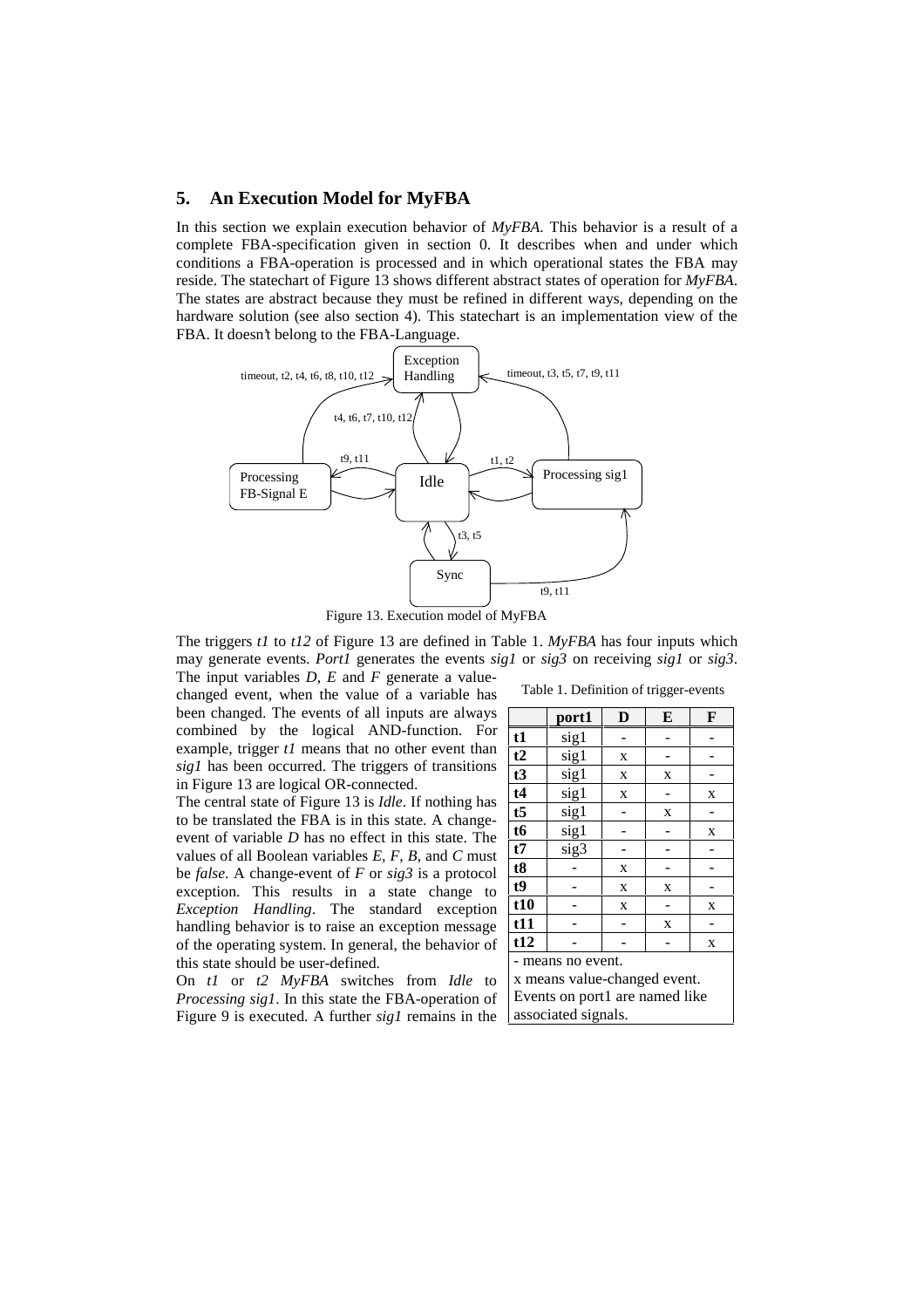## 5. An Execution Model for MyFBA

In this section we explain execution behavior of *MyFBA*. This behavior is a result of a complete FBA-specification given in section 0. It describes when and under which conditions a FBA-operation is processed and in which operational states the FBA may reside. The statechart of Figure 13 shows different abstract states of operation for *MyFBA*. The states are abstract because they must be refined in different ways, depending on the hardware solution (see also section 4). This statechart is an implementation view of the FBA. It doesn't belong to the FBA-Language.

Figure 13. Execution model of MyFBA

The triggers *t1* to *t12* of Figure 13 are defined in Table 1. *MyFBA* has four inputs which may generate events. *Port1* generates the events *sig1* or *sig3* on receiving *sig1* or *sig3*. The input variables *D*, *E* and *F* generate a value-changed event, when the value of a variable has been changed. The events of all inputs are always combined by the logical AND-function. For example, trigger *t1* means that no other event than *sig1* has been occurred. The triggers of transitions in Figure 13 are logical OR-connected.

Table 1. Definition of trigger-events

| | port1 | D | E | F |
|---|---|---|---|---|
| t1 | sig1 | - | - | - |
| t2 | sig1 | x | - | - |
| t3 | sig1 | x | x | - |
| t4 | sig1 | x | - | x |
| t5 | sig1 | - | x | - |
| t6 | sig1 | - | - | x |
| t7 | sig3 | - | - | - |
| t8 | - | x | - | - |
| t9 | - | x | x | - |
| t10 | - | x | - | x |
| t11 | - | - | x | - |
| t12 | - | - | - | x |

- means no event.
x means value-changed event.
Events on port1 are named like associated signals.

The central state of Figure 13 is *Idle*. If nothing has to be translated the FBA is in this state. A change-event of variable *D* has no effect in this state. The values of all Boolean variables *E, F, B*, and *C* must be *false*. A change-event of *F* or *sig3* is a protocol exception. This results in a state change to *Exception Handling*. The standard exception handling behavior is to raise an exception message of the operating system. In general, the behavior of this state should be user-defined.

On *t1* or *t2 MyFBA* switches from *Idle* to *Processing sig1*. In this state the FBA-operation of Figure 9 is executed. A further *sig1* remains in the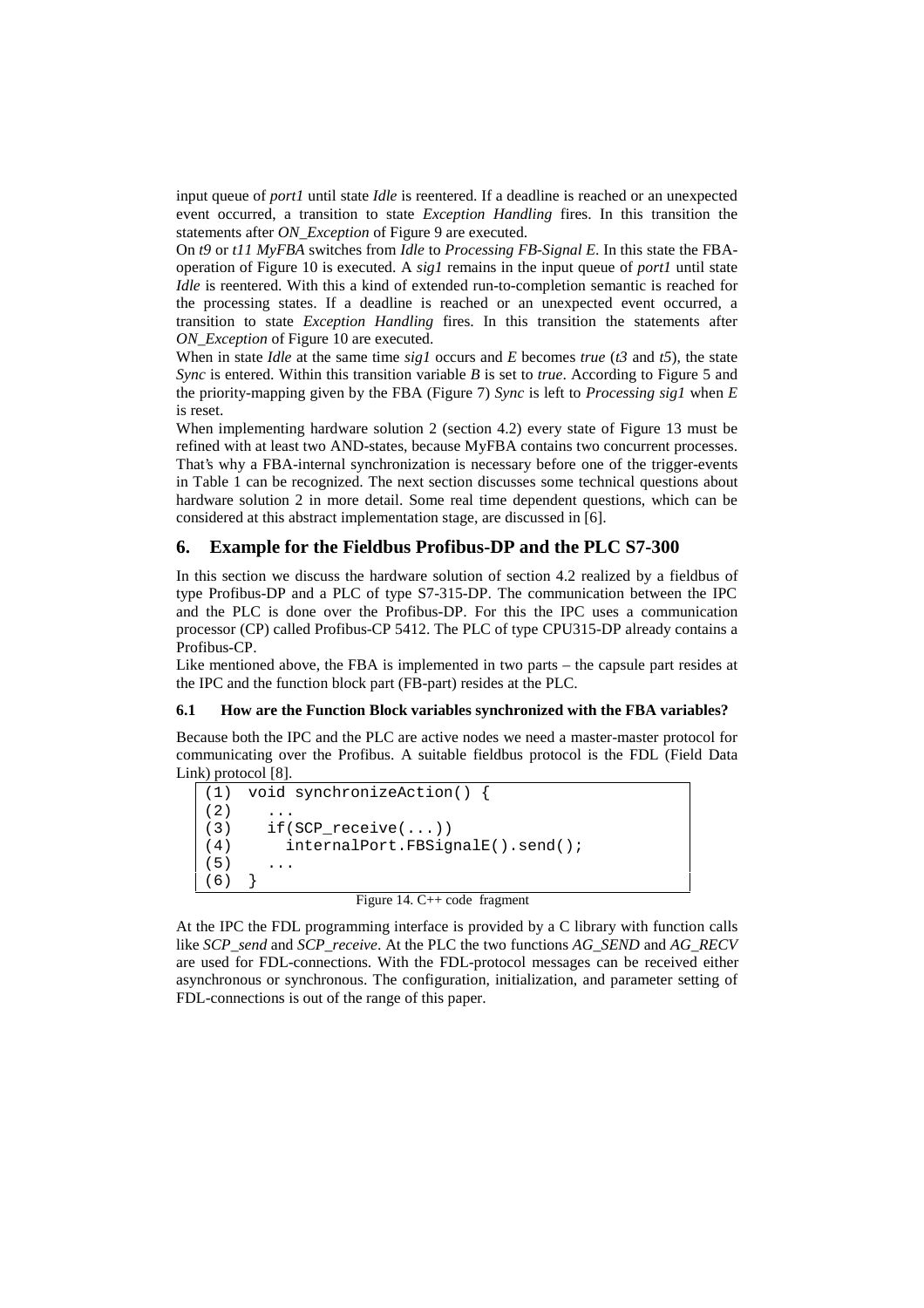input queue of *port1* until state *Idle* is reentered. If a deadline is reached or an unexpected event occurred, a transition to state *Exception Handling* fires. In this transition the statements after *ON_Exception* of Figure 9 are executed.

On *t9* or *t11 MyFBA* switches from *Idle* to *Processing FB-Signal E*. In this state the FBA-operation of Figure 10 is executed. A *sig1* remains in the input queue of *port1* until state *Idle* is reentered. With this a kind of extended run-to-completion semantic is reached for the processing states. If a deadline is reached or an unexpected event occurred, a transition to state *Exception Handling* fires. In this transition the statements after *ON_Exception* of Figure 10 are executed.

When in state *Idle* at the same time *sig1* occurs and *E* becomes *true* (*t3* and *t5*), the state *Sync* is entered. Within this transition variable *B* is set to *true*. According to Figure 5 and the priority-mapping given by the FBA (Figure 7) *Sync* is left to *Processing sig1* when *E* is reset.

When implementing hardware solution 2 (section 4.2) every state of Figure 13 must be refined with at least two AND-states, because MyFBA contains two concurrent processes. That's why a FBA-internal synchronization is necessary before one of the trigger-events in Table 1 can be recognized. The next section discusses some technical questions about hardware solution 2 in more detail. Some real time dependent questions, which can be considered at this abstract implementation stage, are discussed in [6].

## 6. Example for the Fieldbus Profibus-DP and the PLC S7-300

In this section we discuss the hardware solution of section 4.2 realized by a fieldbus of type Profibus-DP and a PLC of type S7-315-DP. The communication between the IPC and the PLC is done over the Profibus-DP. For this the IPC uses a communication processor (CP) called Profibus-CP 5412. The PLC of type CPU315-DP already contains a Profibus-CP.

Like mentioned above, the FBA is implemented in two parts – the capsule part resides at the IPC and the function block part (FB-part) resides at the PLC.

### 6.1 How are the Function Block variables synchronized with the FBA variables?

Because both the IPC and the PLC are active nodes we need a master-master protocol for communicating over the Profibus. A suitable fieldbus protocol is the FDL (Field Data Link) protocol [8].

```
(1)  void synchronizeAction() {
(2)    ...
(3)    if(SCP_receive(...))
(4)      internalPort.FBSignalE().send();
(5)    ...
(6)  }
```

Figure 14. C++ code fragment

At the IPC the FDL programming interface is provided by a C library with function calls like *SCP_send* and *SCP_receive*. At the PLC the two functions *AG_SEND* and *AG_RECV* are used for FDL-connections. With the FDL-protocol messages can be received either asynchronous or synchronous. The configuration, initialization, and parameter setting of FDL-connections is out of the range of this paper.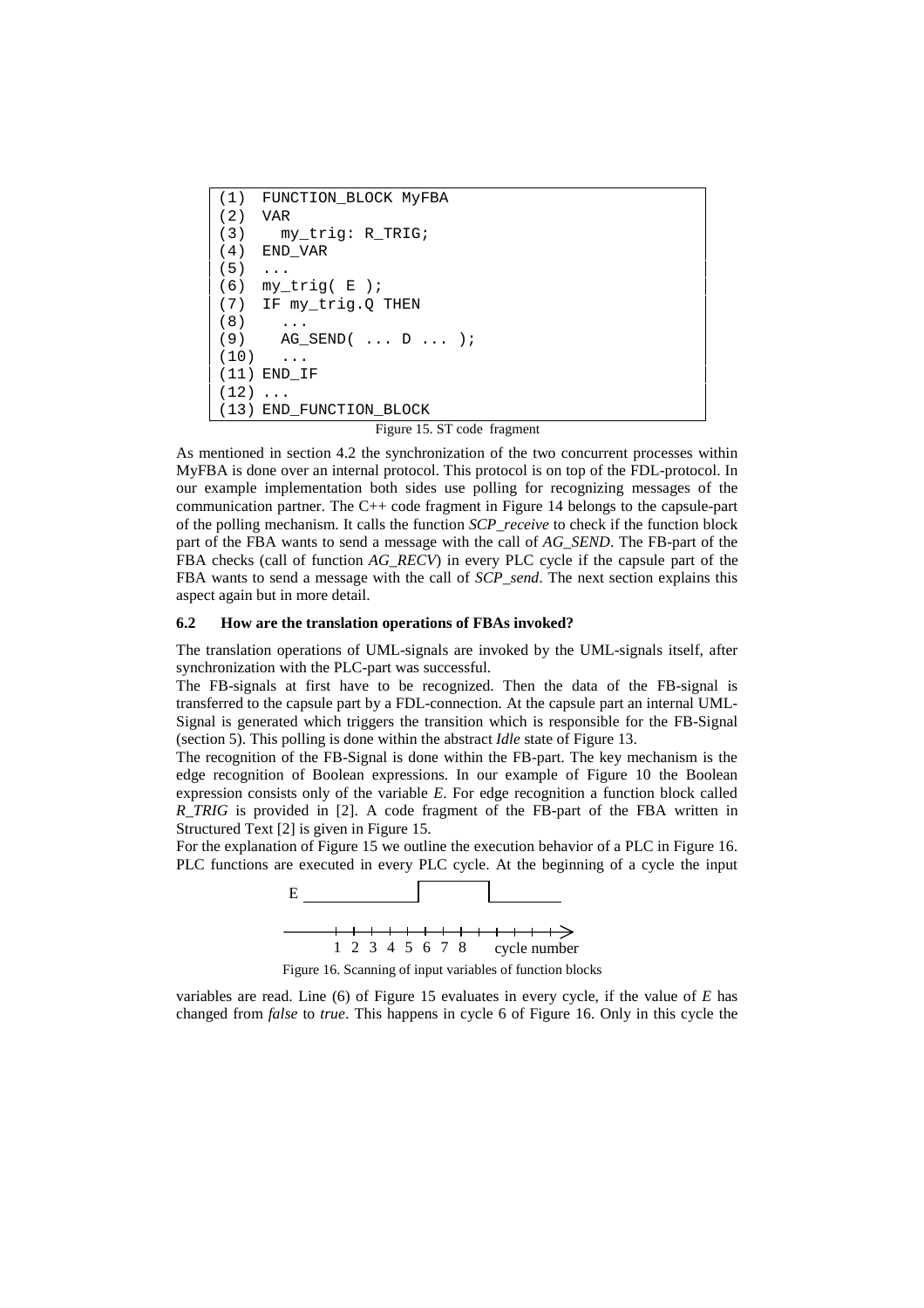```
(1)  FUNCTION_BLOCK MyFBA
(2)  VAR
(3)    my_trig: R_TRIG;
(4)  END_VAR
(5)  ...
(6)  my_trig( E );
(7)  IF my_trig.Q THEN
(8)    ...
(9)    AG_SEND( ... D ... );
(10)   ...
(11) END_IF
(12) ...
(13) END_FUNCTION_BLOCK
```

Figure 15. ST code fragment

As mentioned in section 4.2 the synchronization of the two concurrent processes within MyFBA is done over an internal protocol. This protocol is on top of the FDL-protocol. In our example implementation both sides use polling for recognizing messages of the communication partner. The C++ code fragment in Figure 14 belongs to the capsule-part of the polling mechanism. It calls the function *SCP_receive* to check if the function block part of the FBA wants to send a message with the call of *AG_SEND*. The FB-part of the FBA checks (call of function *AG_RECV*) in every PLC cycle if the capsule part of the FBA wants to send a message with the call of *SCP_send*. The next section explains this aspect again but in more detail.

### 6.2 How are the translation operations of FBAs invoked?

The translation operations of UML-signals are invoked by the UML-signals itself, after synchronization with the PLC-part was successful.

The FB-signals at first have to be recognized. Then the data of the FB-signal is transferred to the capsule part by a FDL-connection. At the capsule part an internal UML-Signal is generated which triggers the transition which is responsible for the FB-Signal (section 5). This polling is done within the abstract *Idle* state of Figure 13.

The recognition of the FB-Signal is done within the FB-part. The key mechanism is the edge recognition of Boolean expressions. In our example of Figure 10 the Boolean expression consists only of the variable *E*. For edge recognition a function block called *R_TRIG* is provided in [2]. A code fragment of the FB-part of the FBA written in Structured Text [2] is given in Figure 15.

For the explanation of Figure 15 we outline the execution behavior of a PLC in Figure 16. PLC functions are executed in every PLC cycle. At the beginning of a cycle the input

Figure 16. Scanning of input variables of function blocks

variables are read. Line (6) of Figure 15 evaluates in every cycle, if the value of *E* has changed from *false* to *true*. This happens in cycle 6 of Figure 16. Only in this cycle the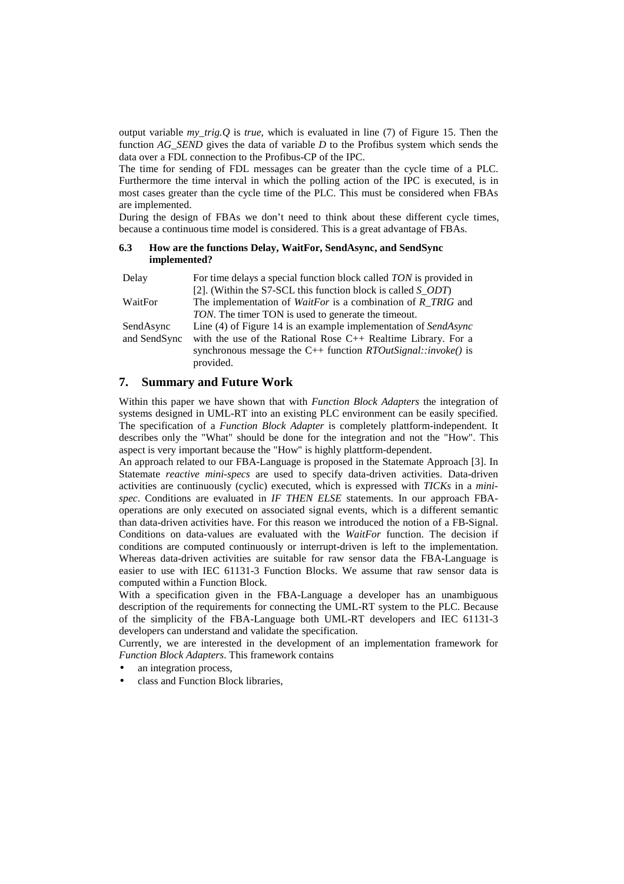output variable *my_trig.Q* is *true*, which is evaluated in line (7) of Figure 15. Then the function *AG_SEND* gives the data of variable *D* to the Profibus system which sends the data over a FDL connection to the Profibus-CP of the IPC.

The time for sending of FDL messages can be greater than the cycle time of a PLC. Furthermore the time interval in which the polling action of the IPC is executed, is in most cases greater than the cycle time of the PLC. This must be considered when FBAs are implemented.

During the design of FBAs we don't need to think about these different cycle times, because a continuous time model is considered. This is a great advantage of FBAs.

### 6.3 How are the functions Delay, WaitFor, SendAsync, and SendSync implemented?

| | |
|---|---|
| Delay | For time delays a special function block called *TON* is provided in [2]. (Within the S7-SCL this function block is called *S_ODT*) |
| WaitFor | The implementation of *WaitFor* is a combination of *R_TRIG* and *TON*. The timer TON is used to generate the timeout. |
| SendAsync and SendSync | Line (4) of Figure 14 is an example implementation of *SendAsync* with the use of the Rational Rose C++ Realtime Library. For a synchronous message the C++ function *RTOutSignal::invoke()* is provided. |

## 7. Summary and Future Work

Within this paper we have shown that with *Function Block Adapters* the integration of systems designed in UML-RT into an existing PLC environment can be easily specified. The specification of a *Function Block Adapter* is completely plattform-independent. It describes only the "What" should be done for the integration and not the "How". This aspect is very important because the "How" is highly plattform-dependent.

An approach related to our FBA-Language is proposed in the Statemate Approach [3]. In Statemate *reactive mini-specs* are used to specify data-driven activities. Data-driven activities are continuously (cyclic) executed, which is expressed with *TICKs* in a *mini-spec*. Conditions are evaluated in *IF THEN ELSE* statements. In our approach FBA-operations are only executed on associated signal events, which is a different semantic than data-driven activities have. For this reason we introduced the notion of a FB-Signal. Conditions on data-values are evaluated with the *WaitFor* function. The decision if conditions are computed continuously or interrupt-driven is left to the implementation. Whereas data-driven activities are suitable for raw sensor data the FBA-Language is easier to use with IEC 61131-3 Function Blocks. We assume that raw sensor data is computed within a Function Block.

With a specification given in the FBA-Language a developer has an unambiguous description of the requirements for connecting the UML-RT system to the PLC. Because of the simplicity of the FBA-Language both UML-RT developers and IEC 61131-3 developers can understand and validate the specification.

Currently, we are interested in the development of an implementation framework for *Function Block Adapters*. This framework contains

- an integration process,
- class and Function Block libraries,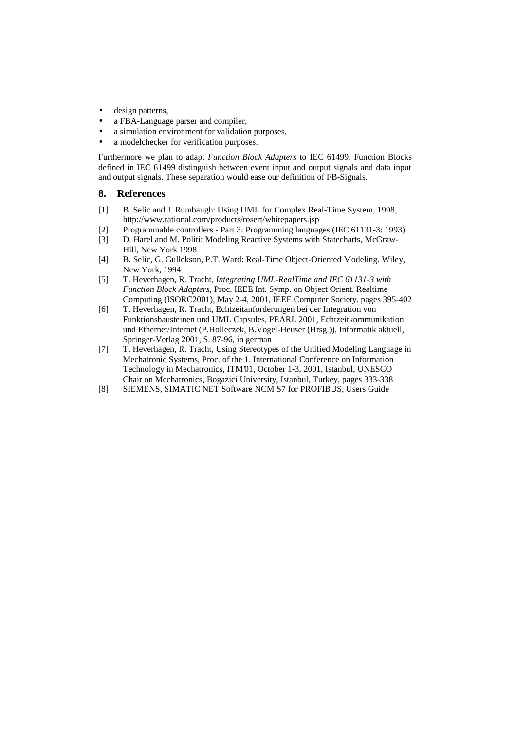- design patterns,
- a FBA-Language parser and compiler,
- a simulation environment for validation purposes,
- a modelchecker for verification purposes.

Furthermore we plan to adapt *Function Block Adapters* to IEC 61499. Function Blocks defined in IEC 61499 distinguish between event input and output signals and data input and output signals. These separation would ease our definition of FB-Signals.

## 8. References

[1] B. Selic and J. Rumbaugh: Using UML for Complex Real-Time System, 1998, http://www.rational.com/products/rosert/whitepapers.jsp

[2] Programmable controllers - Part 3: Programming languages (IEC 61131-3: 1993)

[3] D. Harel and M. Politi: Modeling Reactive Systems with Statecharts, McGraw-Hill, New York 1998

[4] B. Selic, G. Gullekson, P.T. Ward: Real-Time Object-Oriented Modeling. Wiley, New York, 1994

[5] T. Heverhagen, R. Tracht, *Integrating UML-RealTime and IEC 61131-3 with Function Block Adapters*, Proc. IEEE Int. Symp. on Object Orient. Realtime Computing (ISORC2001), May 2-4, 2001, IEEE Computer Society. pages 395-402

[6] T. Heverhagen, R. Tracht, Echtzeitanforderungen bei der Integration von Funktionsbausteinen und UML Capsules, PEARL 2001, Echtzeitkommunikation und Ethernet/Internet (P.Holleczek, B.Vogel-Heuser (Hrsg.)), Informatik aktuell, Springer-Verlag 2001, S. 87-96, in german

[7] T. Heverhagen, R. Tracht, Using Stereotypes of the Unified Modeling Language in Mechatronic Systems, Proc. of the 1. International Conference on Information Technology in Mechatronics, ITM'01, October 1-3, 2001, Istanbul, UNESCO Chair on Mechatronics, Bogazici University, Istanbul, Turkey, pages 333-338

[8] SIEMENS, SIMATIC NET Software NCM S7 for PROFIBUS, Users Guide